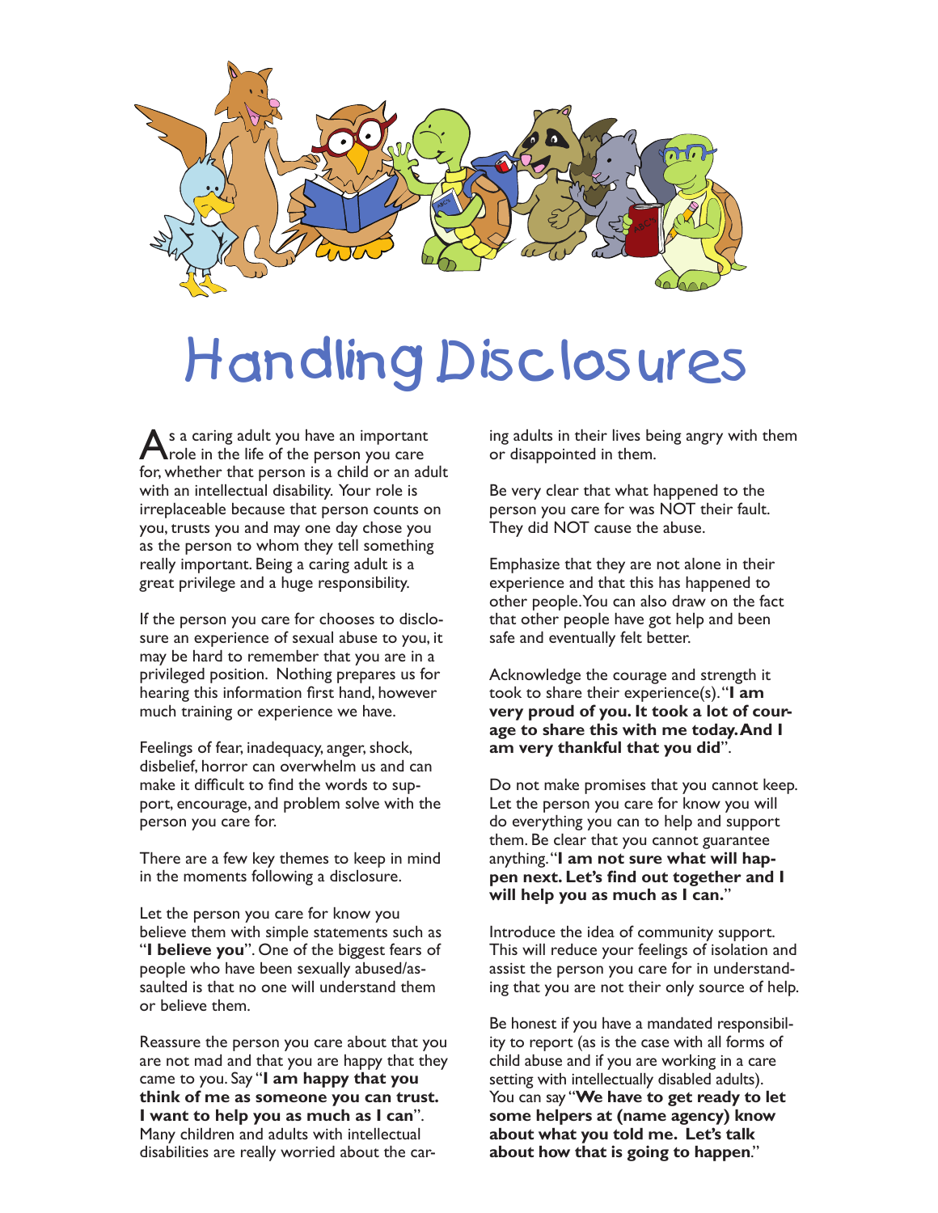# Handling Disclosures

As a caring adult you have an important role in the life of the person you care for, whether that person is a child or an adult with an intellectual disability. Your role is irreplaceable because that person counts on you, trusts you and may one day chose you as the person to whom they tell something really important. Being a caring adult is a great privilege and a huge responsibility.

If the person you care for chooses to disclosure an experience of sexual abuse to you, it may be hard to remember that you are in a privileged position. Nothing prepares us for hearing this information first hand, however much training or experience we have.

Feelings of fear, inadequacy, anger, shock, disbelief, horror can overwhelm us and can make it difficult to find the words to support, encourage, and problem solve with the person you care for.

There are a few key themes to keep in mind in the moments following a disclosure.

Let the person you care for know you believe them with simple statements such as "**I believe you**". One of the biggest fears of people who have been sexually abused/assaulted is that no one will understand them or believe them.

Reassure the person you care about that you are not mad and that you are happy that they came to you. Say "**I am happy that you think of me as someone you can trust. I want to help you as much as I can**". Many children and adults with intellectual disabilities are really worried about the caring adults in their lives being angry with them or disappointed in them.

Be very clear that what happened to the person you care for was NOT their fault. They did NOT cause the abuse.

Emphasize that they are not alone in their experience and that this has happened to other people. You can also draw on the fact that other people have got help and been safe and eventually felt better.

Acknowledge the courage and strength it took to share their experience(s). "**I am very proud of you. It took a lot of courage to share this with me today. And I am very thankful that you did**".

Do not make promises that you cannot keep. Let the person you care for know you will do everything you can to help and support them. Be clear that you cannot guarantee anything. "**I am not sure what will happen next. Let's find out together and I will help you as much as I can.**"

Introduce the idea of community support. This will reduce your feelings of isolation and assist the person you care for in understanding that you are not their only source of help.

Be honest if you have a mandated responsibility to report (as is the case with all forms of child abuse and if you are working in a care setting with intellectually disabled adults). You can say "**We have to get ready to let some helpers at (name agency) know about what you told me. Let's talk about how that is going to happen**."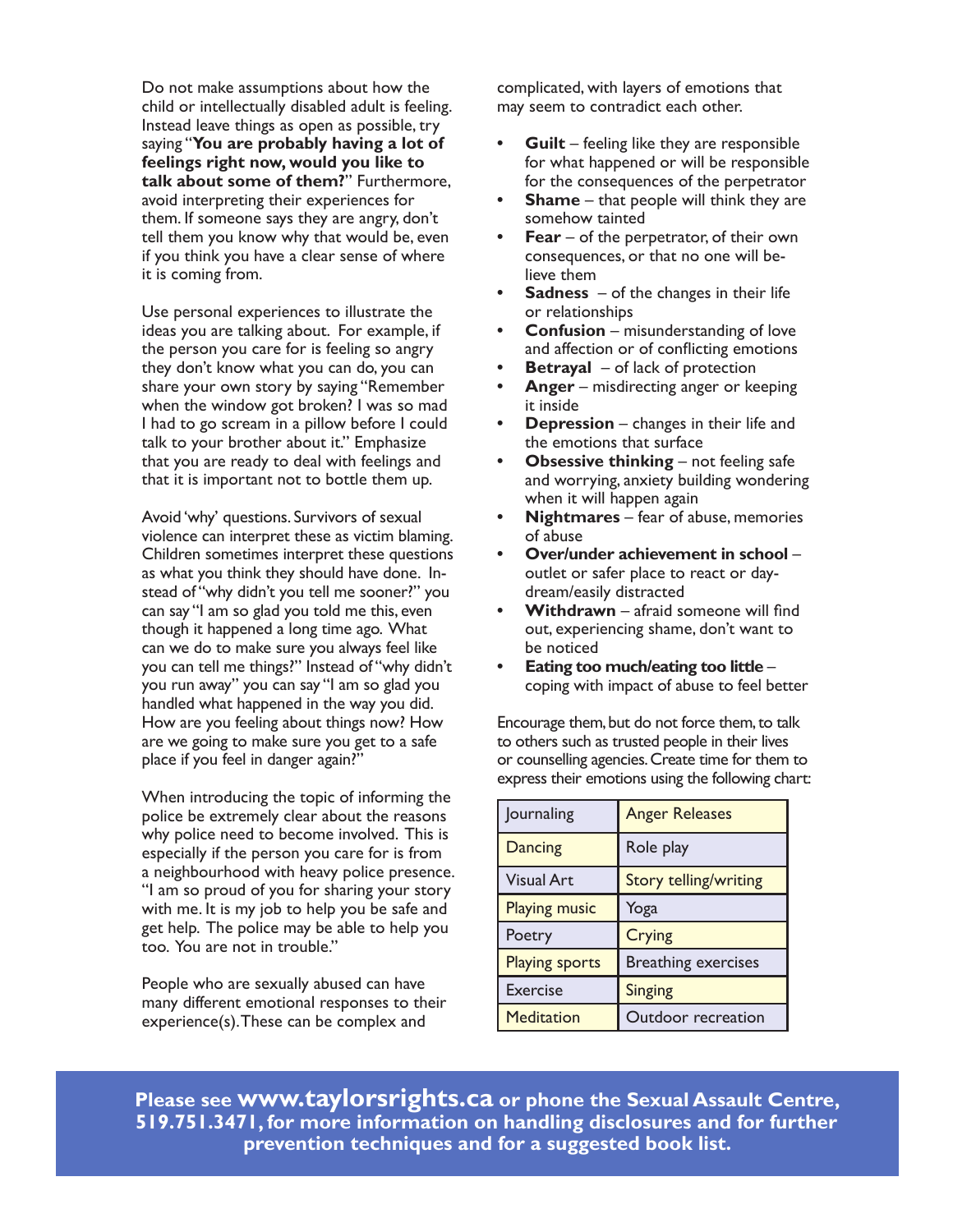Do not make assumptions about how the child or intellectually disabled adult is feeling. Instead leave things as open as possible, try saying "**You are probably having a lot of feelings right now, would you like to talk about some of them?**" Furthermore, avoid interpreting their experiences for them. If someone says they are angry, don't tell them you know why that would be, even if you think you have a clear sense of where it is coming from.

Use personal experiences to illustrate the ideas you are talking about. For example, if the person you care for is feeling so angry they don't know what you can do, you can share your own story by saying "Remember when the window got broken? I was so mad I had to go scream in a pillow before I could talk to your brother about it." Emphasize that you are ready to deal with feelings and that it is important not to bottle them up.

Avoid 'why' questions. Survivors of sexual violence can interpret these as victim blaming. Children sometimes interpret these questions as what you think they should have done. Instead of "why didn't you tell me sooner?" you can say "I am so glad you told me this, even though it happened a long time ago. What can we do to make sure you always feel like you can tell me things?" Instead of "why didn't you run away" you can say "I am so glad you handled what happened in the way you did. How are you feeling about things now? How are we going to make sure you get to a safe place if you feel in danger again?"

When introducing the topic of informing the police be extremely clear about the reasons why police need to become involved. This is especially if the person you care for is from a neighbourhood with heavy police presence. "I am so proud of you for sharing your story with me. It is my job to help you be safe and get help. The police may be able to help you too. You are not in trouble."

People who are sexually abused can have many different emotional responses to their experience(s). These can be complex and complicated, with layers of emotions that may seem to contradict each other.

- **Guilt** – feeling like they are responsible for what happened or will be responsible for the consequences of the perpetrator
- **Shame** – that people will think they are somehow tainted
- **Fear** – of the perpetrator, of their own consequences, or that no one will believe them
- **Sadness** – of the changes in their life or relationships
- **Confusion** – misunderstanding of love and affection or of conflicting emotions
- **Betrayal** – of lack of protection
- **Anger** – misdirecting anger or keeping it inside
- **Depression** – changes in their life and the emotions that surface
- **Obsessive thinking** – not feeling safe and worrying, anxiety building wondering when it will happen again
- **Nightmares** – fear of abuse, memories of abuse
- **Over/under achievement in school** – outlet or safer place to react or day-dream/easily distracted
- **Withdrawn** – afraid someone will find out, experiencing shame, don't want to be noticed
- **Eating too much/eating too little** – coping with impact of abuse to feel better

Encourage them, but do not force them, to talk to others such as trusted people in their lives or counselling agencies. Create time for them to express their emotions using the following chart:

| | |
|---|---|
| Journaling | Anger Releases |
| Dancing | Role play |
| Visual Art | Story telling/writing |
| Playing music | Yoga |
| Poetry | Crying |
| Playing sports | Breathing exercises |
| Exercise | Singing |
| Meditation | Outdoor recreation |

**Please see www.taylorsrights.ca or phone the Sexual Assault Centre, 519.751.3471, for more information on handling disclosures and for further prevention techniques and for a suggested book list.**